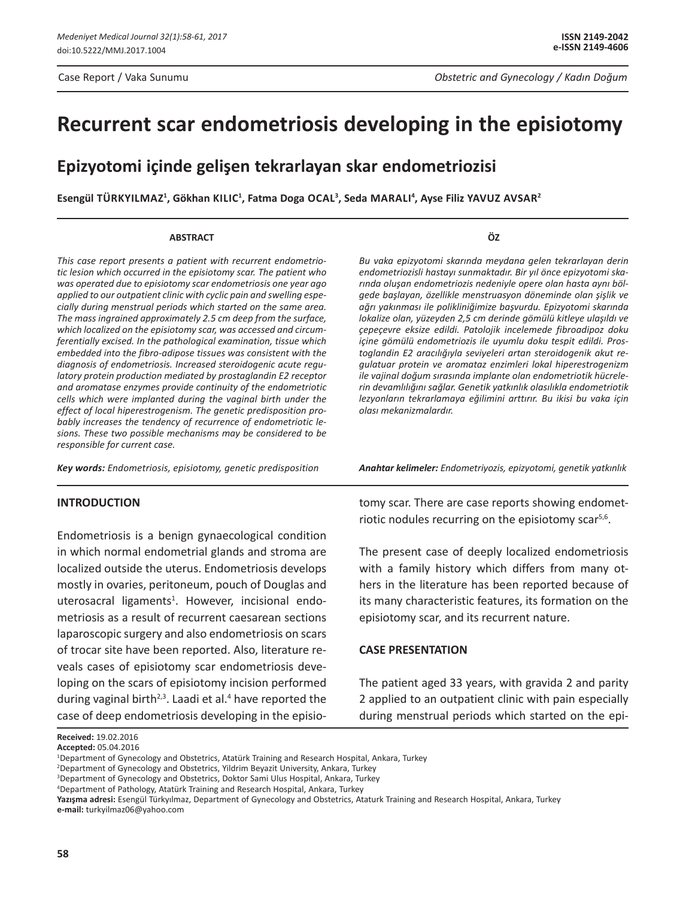Case Report / Vaka Sunumu

Obstetric and Gynecology / Kadın Doğum

# Recurrent scar endometriosis developing in the episiotomy

## Epizyotomi içinde gelişen tekrarlayan skar endometriozisi

**Esengül TÜRKYILMAZ[1], Gökhan KILIC[1], Fatma Doga OCAL[3], Seda MARALI[4], Ayse Filiz YAVUZ AVSAR[2]**

### ABSTRACT

*This case report presents a patient with recurrent endometriotic lesion which occurred in the episiotomy scar. The patient who was operated due to episiotomy scar endometriosis one year ago applied to our outpatient clinic with cyclic pain and swelling especially during menstrual periods which started on the same area. The mass ingrained approximately 2.5 cm deep from the surface, which localized on the episiotomy scar, was accessed and circumferentially excised. In the pathological examination, tissue which embedded into the fibro-adipose tissues was consistent with the diagnosis of endometriosis. Increased steroidogenic acute regulatory protein production mediated by prostaglandin E2 receptor and aromatase enzymes provide continuity of the endometriotic cells which were implanted during the vaginal birth under the effect of local hiperestrogenism. The genetic predisposition probably increases the tendency of recurrence of endometriotic lesions. These two possible mechanisms may be considered to be responsible for current case.*

***Key words:*** *Endometriosis, episiotomy, genetic predisposition*

### ÖZ

*Bu vaka epizyotomi skarında meydana gelen tekrarlayan derin endometriozisli hastayı sunmaktadır. Bir yıl önce epizyotomi skarında oluşan endometriozis nedeniyle opere olan hasta aynı bölgede başlayan, özellikle menstruasyon döneminde olan şişlik ve ağrı yakınması ile polikliniğimize başvurdu. Epizyotomi skarında lokalize olan, yüzeyden 2,5 cm derinde gömülü kitleye ulaşıldı ve çepeçevre eksize edildi. Patolojik incelemede fibroadipoz doku içine gömülü endometriozis ile uyumlu doku tespit edildi. Prostoglandin E2 aracılığıyla seviyeleri artan steroidogenik akut regulatuar protein ve aromataz enzimleri lokal hiperestrogenizm ile vajinal doğum sırasında implante olan endometriotik hücrelerin devamlılığını sağlar. Genetik yatkınlık olasılıkla endometriotik lezyonların tekrarlamaya eğilimini arttırır. Bu ikisi bu vaka için olası mekanizmalardır.*

***Anahtar kelimeler:*** *Endometriyozis, epizyotomi, genetik yatkınlık*

## INTRODUCTION

Endometriosis is a benign gynaecological condition in which normal endometrial glands and stroma are localized outside the uterus. Endometriosis develops mostly in ovaries, peritoneum, pouch of Douglas and uterosacral ligaments[1]. However, incisional endometriosis as a result of recurrent caesarean sections laparoscopic surgery and also endometriosis on scars of trocar site have been reported. Also, literature reveals cases of episiotomy scar endometriosis developing on the scars of episiotomy incision performed during vaginal birth[2,3]. Laadi et al.[4] have reported the case of deep endometriosis developing in the episiotomy scar. There are case reports showing endometriotic nodules recurring on the episiotomy scar[5,6].

The present case of deeply localized endometriosis with a family history which differs from many others in the literature has been reported because of its many characteristic features, its formation on the episiotomy scar, and its recurrent nature.

## CASE PRESENTATION

The patient aged 33 years, with gravida 2 and parity 2 applied to an outpatient clinic with pain especially during menstrual periods which started on the epi-

**Received:** 19.02.2016
**Accepted:** 05.04.2016

[1]Department of Gynecology and Obstetrics, Atatürk Training and Research Hospital, Ankara, Turkey
[2]Department of Gynecology and Obstetrics, Yildrim Beyazit University, Ankara, Turkey
[3]Department of Gynecology and Obstetrics, Doktor Sami Ulus Hospital, Ankara, Turkey
[4]Department of Pathology, Atatürk Training and Research Hospital, Ankara, Turkey
**Yazışma adresi:** Esengül Türkyılmaz, Department of Gynecology and Obstetrics, Ataturk Training and Research Hospital, Ankara, Turkey
**e-mail:** turkyilmaz06@yahoo.com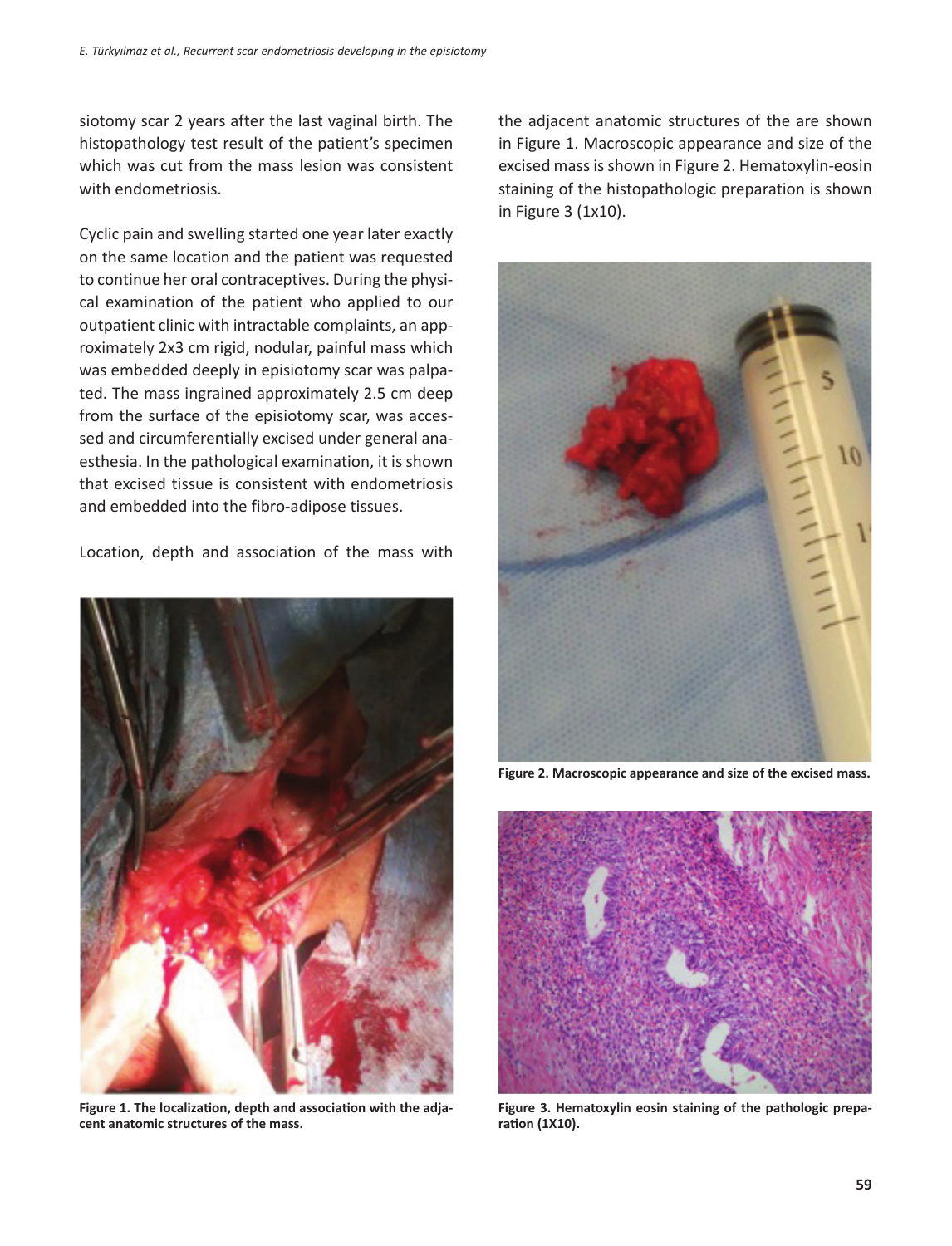siotomy scar 2 years after the last vaginal birth. The histopathology test result of the patient's specimen which was cut from the mass lesion was consistent with endometriosis.

Cyclic pain and swelling started one year later exactly on the same location and the patient was requested to continue her oral contraceptives. During the physical examination of the patient who applied to our outpatient clinic with intractable complaints, an approximately 2x3 cm rigid, nodular, painful mass which was embedded deeply in episiotomy scar was palpated. The mass ingrained approximately 2.5 cm deep from the surface of the episiotomy scar, was accessed and circumferentially excised under general anaesthesia. In the pathological examination, it is shown that excised tissue is consistent with endometriosis and embedded into the fibro-adipose tissues.

Location, depth and association of the mass with the adjacent anatomic structures of the are shown in Figure 1. Macroscopic appearance and size of the excised mass is shown in Figure 2. Hematoxylin-eosin staining of the histopathologic preparation is shown in Figure 3 (1x10).

**Figure 1. The localization, depth and association with the adjacent anatomic structures of the mass.**

**Figure 2. Macroscopic appearance and size of the excised mass.**

**Figure 3. Hematoxylin eosin staining of the pathologic preparation (1X10).**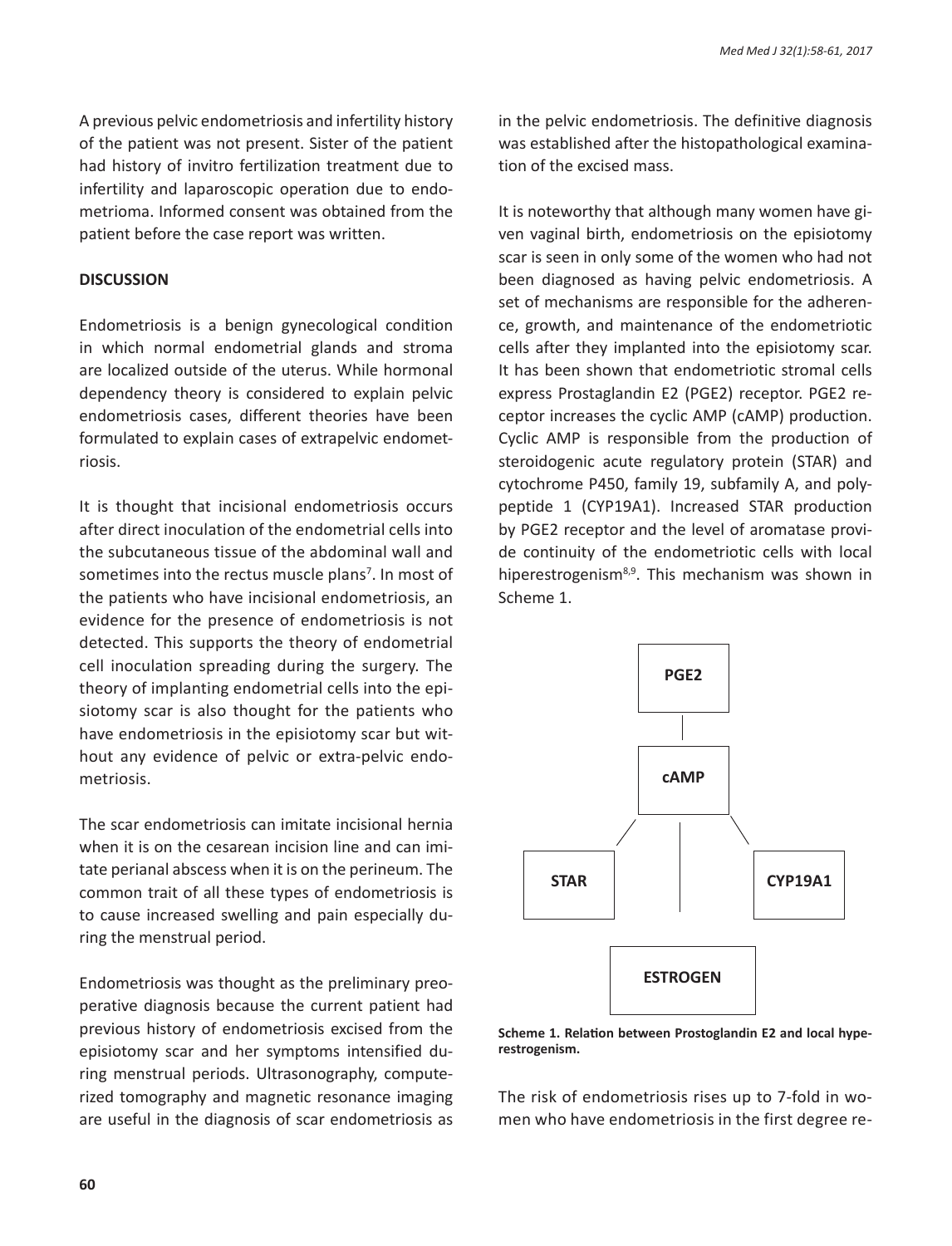A previous pelvic endometriosis and infertility history of the patient was not present. Sister of the patient had history of invitro fertilization treatment due to infertility and laparoscopic operation due to endometrioma. Informed consent was obtained from the patient before the case report was written.

## DISCUSSION

Endometriosis is a benign gynecological condition in which normal endometrial glands and stroma are localized outside of the uterus. While hormonal dependency theory is considered to explain pelvic endometriosis cases, different theories have been formulated to explain cases of extrapelvic endometriosis.

It is thought that incisional endometriosis occurs after direct inoculation of the endometrial cells into the subcutaneous tissue of the abdominal wall and sometimes into the rectus muscle plans[7]. In most of the patients who have incisional endometriosis, an evidence for the presence of endometriosis is not detected. This supports the theory of endometrial cell inoculation spreading during the surgery. The theory of implanting endometrial cells into the episiotomy scar is also thought for the patients who have endometriosis in the episiotomy scar but without any evidence of pelvic or extra-pelvic endometriosis.

The scar endometriosis can imitate incisional hernia when it is on the cesarean incision line and can imitate perianal abscess when it is on the perineum. The common trait of all these types of endometriosis is to cause increased swelling and pain especially during the menstrual period.

Endometriosis was thought as the preliminary preoperative diagnosis because the current patient had previous history of endometriosis excised from the episiotomy scar and her symptoms intensified during menstrual periods. Ultrasonography, computerized tomography and magnetic resonance imaging are useful in the diagnosis of scar endometriosis as in the pelvic endometriosis. The definitive diagnosis was established after the histopathological examination of the excised mass.

It is noteworthy that although many women have given vaginal birth, endometriosis on the episiotomy scar is seen in only some of the women who had not been diagnosed as having pelvic endometriosis. A set of mechanisms are responsible for the adherence, growth, and maintenance of the endometriotic cells after they implanted into the episiotomy scar. It has been shown that endometriotic stromal cells express Prostaglandin E2 (PGE2) receptor. PGE2 receptor increases the cyclic AMP (cAMP) production. Cyclic AMP is responsible from the production of steroidogenic acute regulatory protein (STAR) and cytochrome P450, family 19, subfamily A, and polypeptide 1 (CYP19A1). Increased STAR production by PGE2 receptor and the level of aromatase provide continuity of the endometriotic cells with local hiperestrogenism[8,9]. This mechanism was shown in Scheme 1.

PGE2

cAMP

STAR

CYP19A1

ESTROGEN

**Scheme 1. Relation between Prostoglandin E2 and local hyperestrogenism.**

The risk of endometriosis rises up to 7-fold in women who have endometriosis in the first degree re-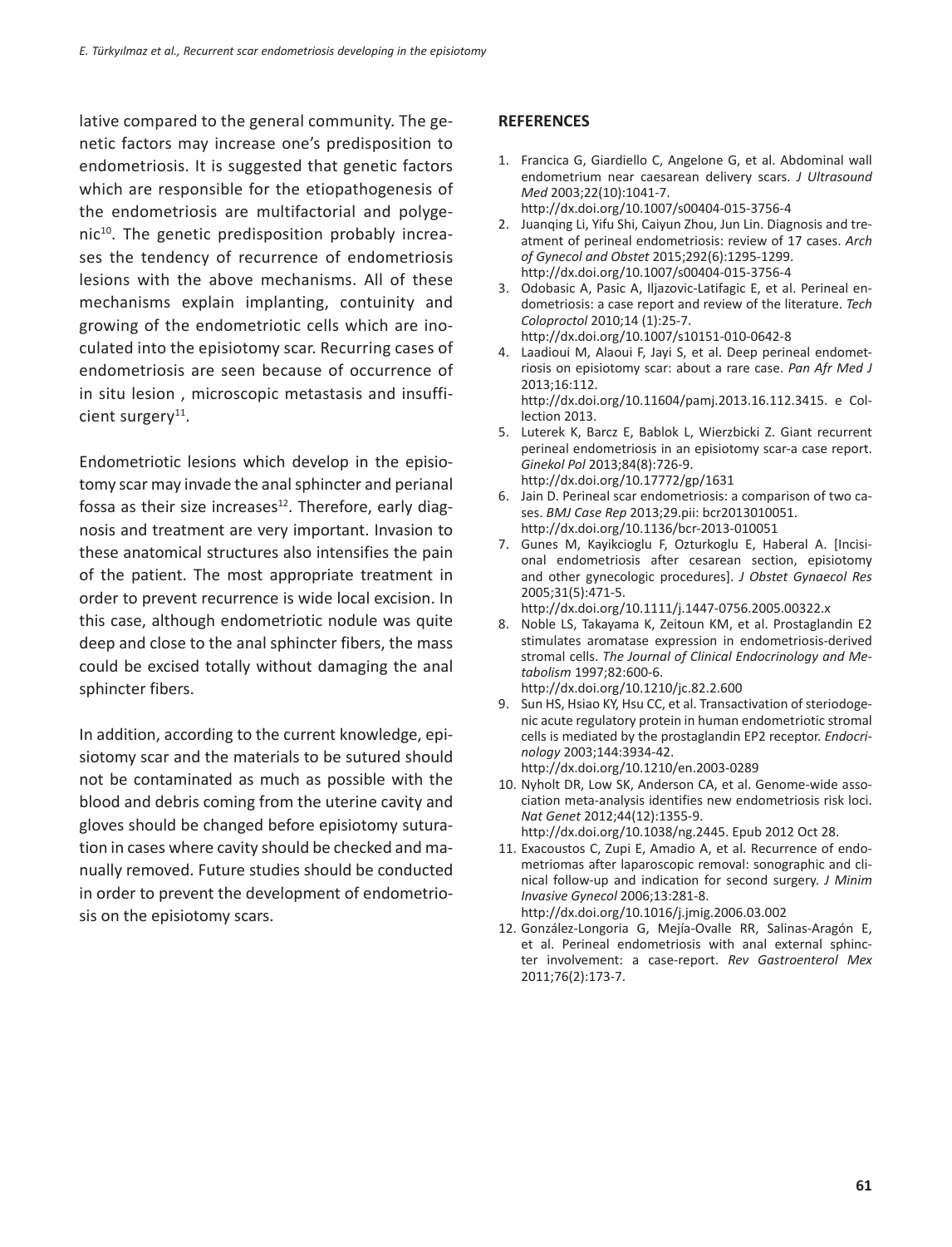lative compared to the general community. The genetic factors may increase one's predisposition to endometriosis. It is suggested that genetic factors which are responsible for the etiopathogenesis of the endometriosis are multifactorial and polygenic[10]. The genetic predisposition probably increases the tendency of recurrence of endometriosis lesions with the above mechanisms. All of these mechanisms explain implanting, contuinity and growing of the endometriotic cells which are inoculated into the episiotomy scar. Recurring cases of endometriosis are seen because of occurrence of in situ lesion , microscopic metastasis and insufficient surgery[11].

Endometriotic lesions which develop in the episiotomy scar may invade the anal sphincter and perianal fossa as their size increases[12]. Therefore, early diagnosis and treatment are very important. Invasion to these anatomical structures also intensifies the pain of the patient. The most appropriate treatment in order to prevent recurrence is wide local excision. In this case, although endometriotic nodule was quite deep and close to the anal sphincter fibers, the mass could be excised totally without damaging the anal sphincter fibers.

In addition, according to the current knowledge, episiotomy scar and the materials to be sutured should not be contaminated as much as possible with the blood and debris coming from the uterine cavity and gloves should be changed before episiotomy suturation in cases where cavity should be checked and manually removed. Future studies should be conducted in order to prevent the development of endometriosis on the episiotomy scars.

## REFERENCES

1. Francica G, Giardiello C, Angelone G, et al. Abdominal wall endometrium near caesarean delivery scars. *J Ultrasound Med* 2003;22(10):1041-7. http://dx.doi.org/10.1007/s00404-015-3756-4
2. Juanqing Li, Yifu Shi, Caiyun Zhou, Jun Lin. Diagnosis and treatment of perineal endometriosis: review of 17 cases. *Arch of Gynecol and Obstet* 2015;292(6):1295-1299. http://dx.doi.org/10.1007/s00404-015-3756-4
3. Odobasic A, Pasic A, Iljazovic-Latifagic E, et al. Perineal endometriosis: a case report and review of the literature. *Tech Coloproctol* 2010;14 (1):25-7. http://dx.doi.org/10.1007/s10151-010-0642-8
4. Laadioui M, Alaoui F, Jayi S, et al. Deep perineal endometriosis on episiotomy scar: about a rare case. *Pan Afr Med J* 2013;16:112. http://dx.doi.org/10.11604/pamj.2013.16.112.3415. e Collection 2013.
5. Luterek K, Barcz E, Bablok L, Wierzbicki Z. Giant recurrent perineal endometriosis in an episiotomy scar-a case report. *Ginekol Pol* 2013;84(8):726-9. http://dx.doi.org/10.17772/gp/1631
6. Jain D. Perineal scar endometriosis: a comparison of two cases. *BMJ Case Rep* 2013;29.pii: bcr2013010051. http://dx.doi.org/10.1136/bcr-2013-010051
7. Gunes M, Kayikcioglu F, Ozturkoglu E, Haberal A. [Incisional endometriosis after cesarean section, episiotomy and other gynecologic procedures]. *J Obstet Gynaecol Res* 2005;31(5):471-5. http://dx.doi.org/10.1111/j.1447-0756.2005.00322.x
8. Noble LS, Takayama K, Zeitoun KM, et al. Prostaglandin E2 stimulates aromatase expression in endometriosis-derived stromal cells. *The Journal of Clinical Endocrinology and Metabolism* 1997;82:600-6. http://dx.doi.org/10.1210/jc.82.2.600
9. Sun HS, Hsiao KY, Hsu CC, et al. Transactivation of steriodogenic acute regulatory protein in human endometriotic stromal cells is mediated by the prostaglandin EP2 receptor. *Endocrinology* 2003;144:3934-42. http://dx.doi.org/10.1210/en.2003-0289
10. Nyholt DR, Low SK, Anderson CA, et al. Genome-wide association meta-analysis identifies new endometriosis risk loci. *Nat Genet* 2012;44(12):1355-9. http://dx.doi.org/10.1038/ng.2445. Epub 2012 Oct 28.
11. Exacoustos C, Zupi E, Amadio A, et al. Recurrence of endometriomas after laparoscopic removal: sonographic and clinical follow-up and indication for second surgery. *J Minim Invasive Gynecol* 2006;13:281-8. http://dx.doi.org/10.1016/j.jmig.2006.03.002
12. González-Longoria G, Mejía-Ovalle RR, Salinas-Aragón E, et al. Perineal endometriosis with anal external sphincter involvement: a case-report. *Rev Gastroenterol Mex* 2011;76(2):173-7.